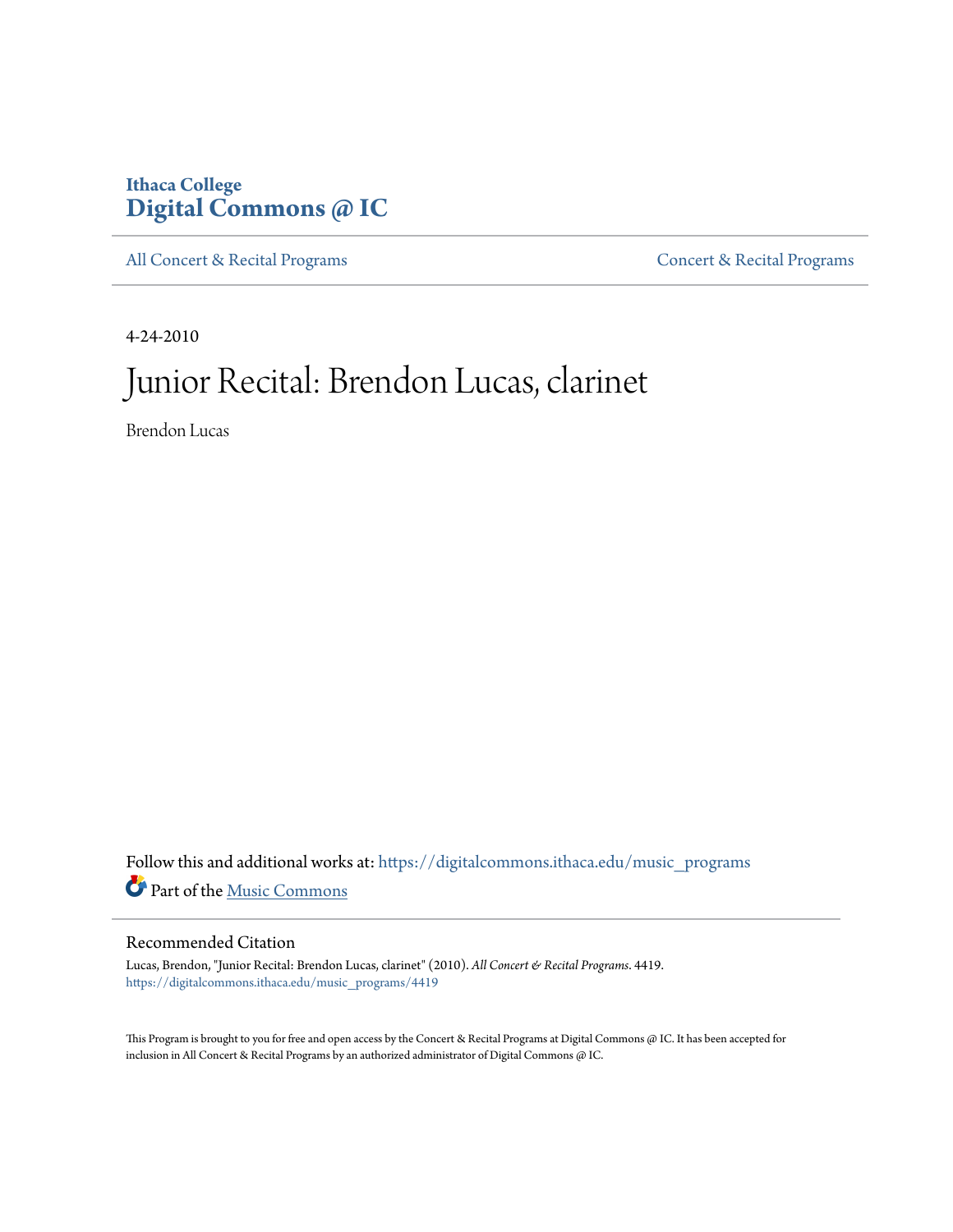Ithaca College
**Digital Commons @ IC**

All Concert & Recital Programs | Concert & Recital Programs

4-24-2010

# Junior Recital: Brendon Lucas, clarinet

Brendon Lucas

Follow this and additional works at: https://digitalcommons.ithaca.edu/music_programs

Part of the Music Commons

## Recommended Citation

Lucas, Brendon, "Junior Recital: Brendon Lucas, clarinet" (2010). *All Concert & Recital Programs*. 4419.
https://digitalcommons.ithaca.edu/music_programs/4419

This Program is brought to you for free and open access by the Concert & Recital Programs at Digital Commons @ IC. It has been accepted for inclusion in All Concert & Recital Programs by an authorized administrator of Digital Commons @ IC.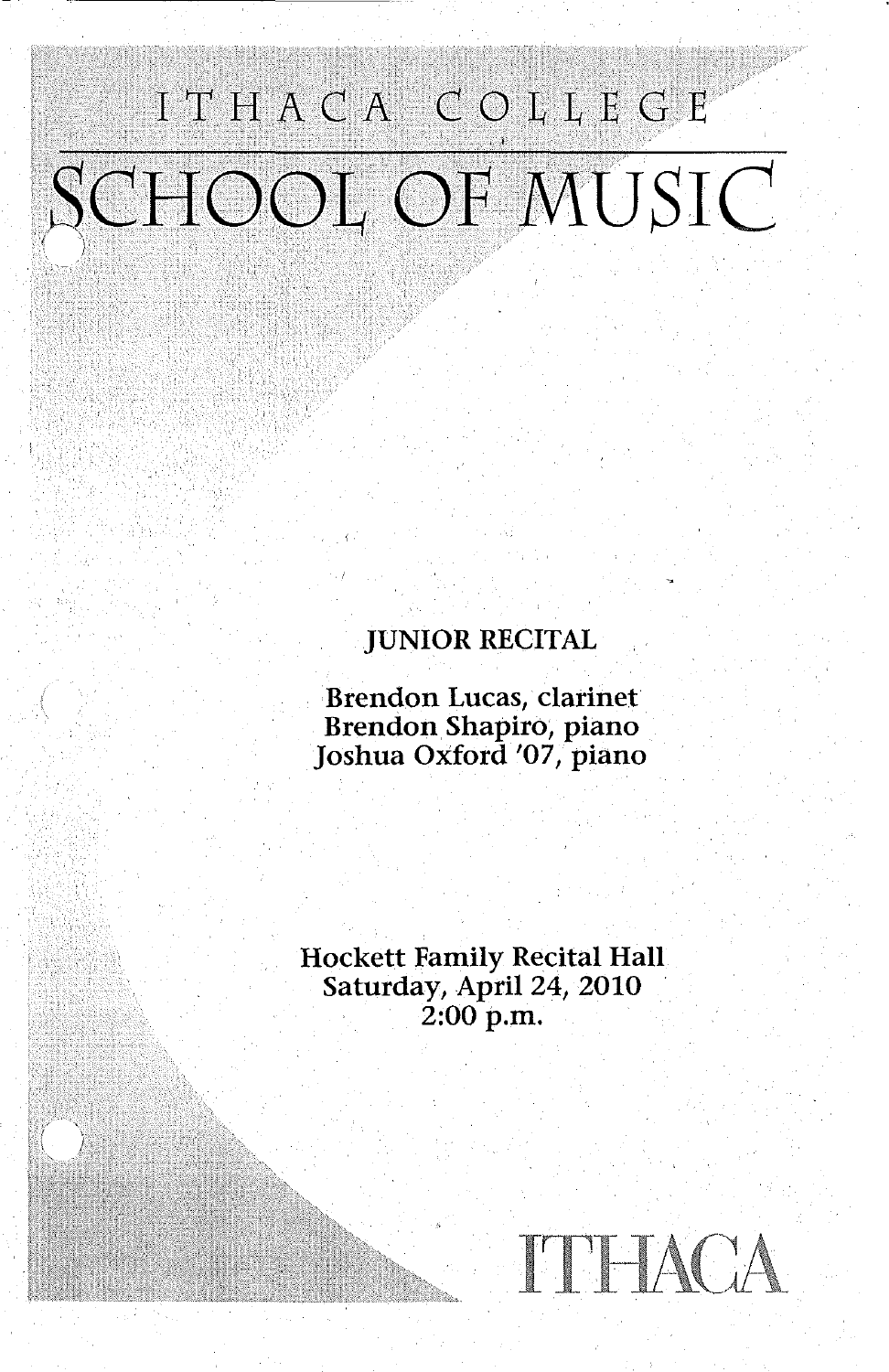# ITHACA COLLEGE

# SCHOOL OF MUSIC

JUNIOR RECITAL

Brendon Lucas, clarinet
Brendon Shapiro, piano
Joshua Oxford '07, piano

Hockett Family Recital Hall
Saturday, April 24, 2010
2:00 p.m.

ITHACA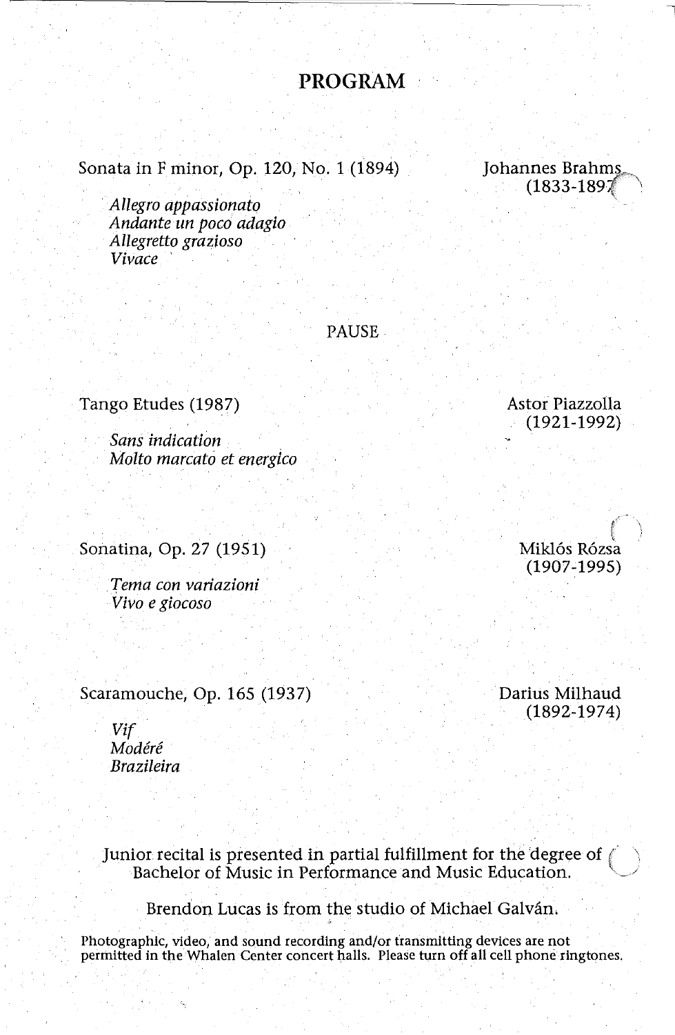# PROGRAM

Sonata in F minor, Op. 120, No. 1 (1894) — Johannes Brahms (1833-1897)

*Allegro appassionato*
*Andante un poco adagio*
*Allegretto grazioso*
*Vivace*

PAUSE

Tango Etudes (1987) — Astor Piazzolla (1921-1992)

*Sans indication*
*Molto marcato et energico*

Sonatina, Op. 27 (1951) — Miklós Rózsa (1907-1995)

*Tema con variazioni*
*Vivo e giocoso*

Scaramouche, Op. 165 (1937) — Darius Milhaud (1892-1974)

*Vif*
*Modéré*
*Brazileira*

Junior recital is presented in partial fulfillment for the degree of Bachelor of Music in Performance and Music Education.

Brendon Lucas is from the studio of Michael Galván.

Photographic, video, and sound recording and/or transmitting devices are not permitted in the Whalen Center concert halls. Please turn off all cell phone ringtones.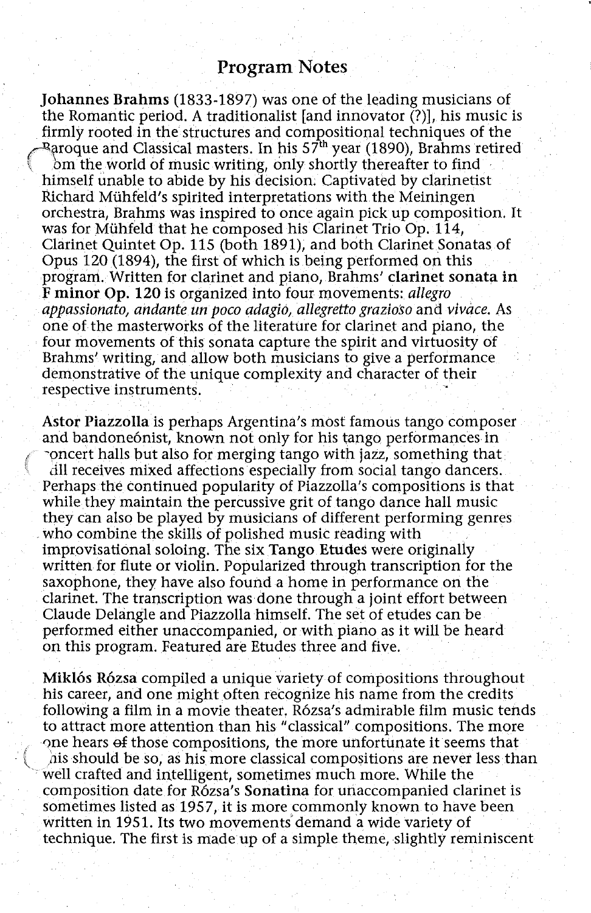## Program Notes

**Johannes Brahms** (1833-1897) was one of the leading musicians of the Romantic period. A traditionalist [and innovator (?)], his music is firmly rooted in the structures and compositional techniques of the Baroque and Classical masters. In his 57th year (1890), Brahms retired from the world of music writing, only shortly thereafter to find himself unable to abide by his decision. Captivated by clarinetist Richard Mühfeld's spirited interpretations with the Meiningen orchestra, Brahms was inspired to once again pick up composition. It was for Mühfeld that he composed his Clarinet Trio Op. 114, Clarinet Quintet Op. 115 (both 1891), and both Clarinet Sonatas of Opus 120 (1894), the first of which is being performed on this program. Written for clarinet and piano, Brahms' **clarinet sonata in F minor Op. 120** is organized into four movements: *allegro appassionato, andante un poco adagio, allegretto grazioso* and *vivace*. As one of the masterworks of the literature for clarinet and piano, the four movements of this sonata capture the spirit and virtuosity of Brahms' writing, and allow both musicians to give a performance demonstrative of the unique complexity and character of their respective instruments.

**Astor Piazzolla** is perhaps Argentina's most famous tango composer and bandoneónist, known not only for his tango performances in concert halls but also for merging tango with jazz, something that still receives mixed affections especially from social tango dancers. Perhaps the continued popularity of Piazzolla's compositions is that while they maintain the percussive grit of tango dance hall music they can also be played by musicians of different performing genres who combine the skills of polished music reading with improvisational soloing. The six **Tango Etudes** were originally written for flute or violin. Popularized through transcription for the saxophone, they have also found a home in performance on the clarinet. The transcription was done through a joint effort between Claude Delangle and Piazzolla himself. The set of etudes can be performed either unaccompanied, or with piano as it will be heard on this program. Featured are Etudes three and five.

**Miklós Rózsa** compiled a unique variety of compositions throughout his career, and one might often recognize his name from the credits following a film in a movie theater. Rózsa's admirable film music tends to attract more attention than his "classical" compositions. The more one hears of those compositions, the more unfortunate it seems that this should be so, as his more classical compositions are never less than well crafted and intelligent, sometimes much more. While the composition date for Rózsa's **Sonatina** for unaccompanied clarinet is sometimes listed as 1957, it is more commonly known to have been written in 1951. Its two movements demand a wide variety of technique. The first is made up of a simple theme, slightly reminiscent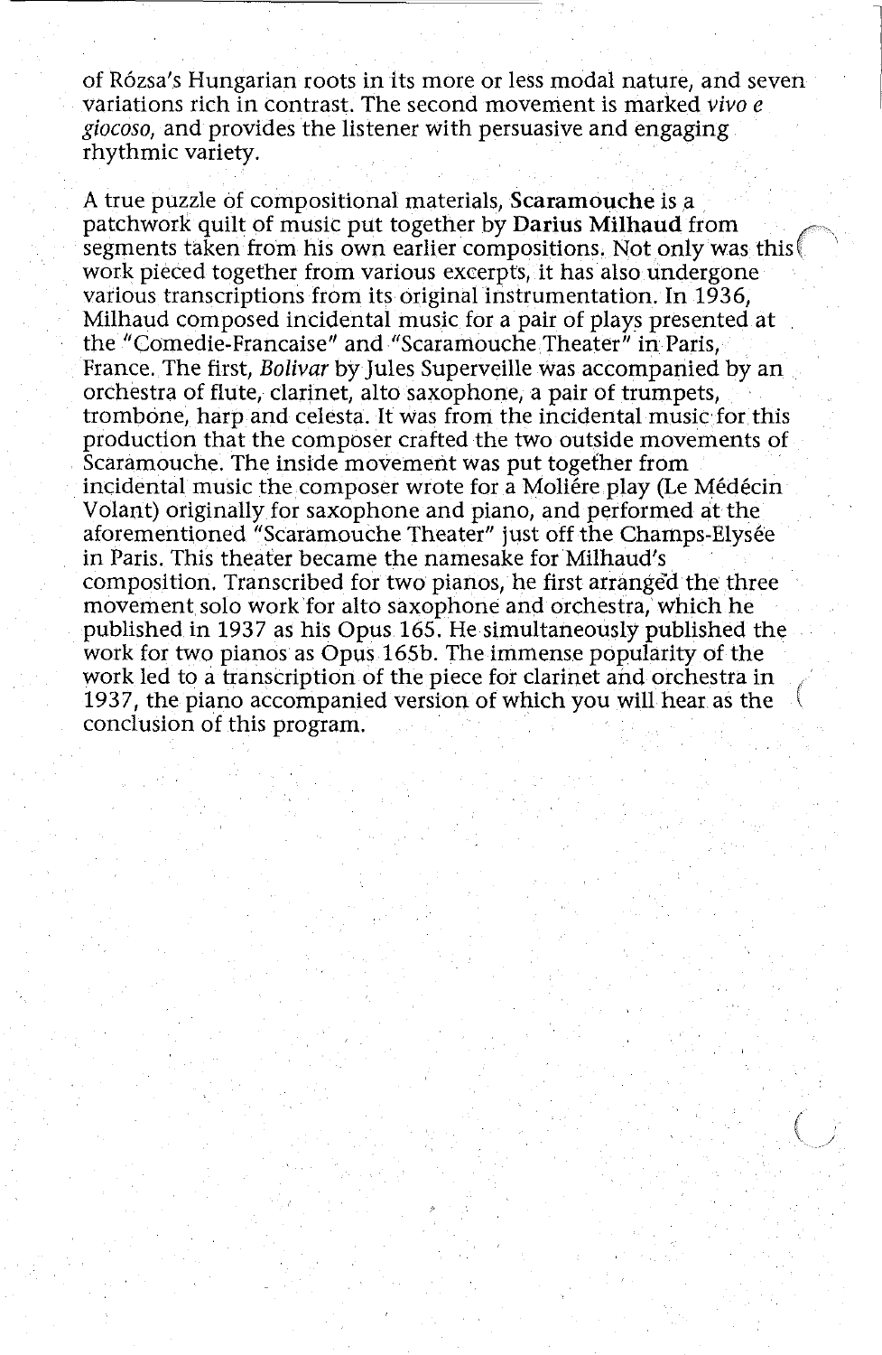of Rózsa's Hungarian roots in its more or less modal nature, and seven variations rich in contrast. The second movement is marked *vivo e giocoso,* and provides the listener with persuasive and engaging rhythmic variety.

A true puzzle of compositional materials, **Scaramouche** is a patchwork quilt of music put together by **Darius Milhaud** from segments taken from his own earlier compositions. Not only was this work pieced together from various excerpts, it has also undergone various transcriptions from its original instrumentation. In 1936, Milhaud composed incidental music for a pair of plays presented at the "Comedie-Francaise" and "Scaramouche Theater" in Paris, France. The first, *Bolivar* by Jules Superveille was accompanied by an orchestra of flute, clarinet, alto saxophone, a pair of trumpets, trombone, harp and celesta. It was from the incidental music for this production that the composer crafted the two outside movements of Scaramouche. The inside movement was put together from incidental music the composer wrote for a Moliére play (Le Médécin Volant) originally for saxophone and piano, and performed at the aforementioned "Scaramouche Theater" just off the Champs-Elysée in Paris. This theater became the namesake for Milhaud's composition. Transcribed for two pianos, he first arranged the three movement solo work for alto saxophone and orchestra, which he published in 1937 as his Opus 165. He simultaneously published the work for two pianos as Opus 165b. The immense popularity of the work led to a transcription of the piece for clarinet and orchestra in 1937, the piano accompanied version of which you will hear as the conclusion of this program.